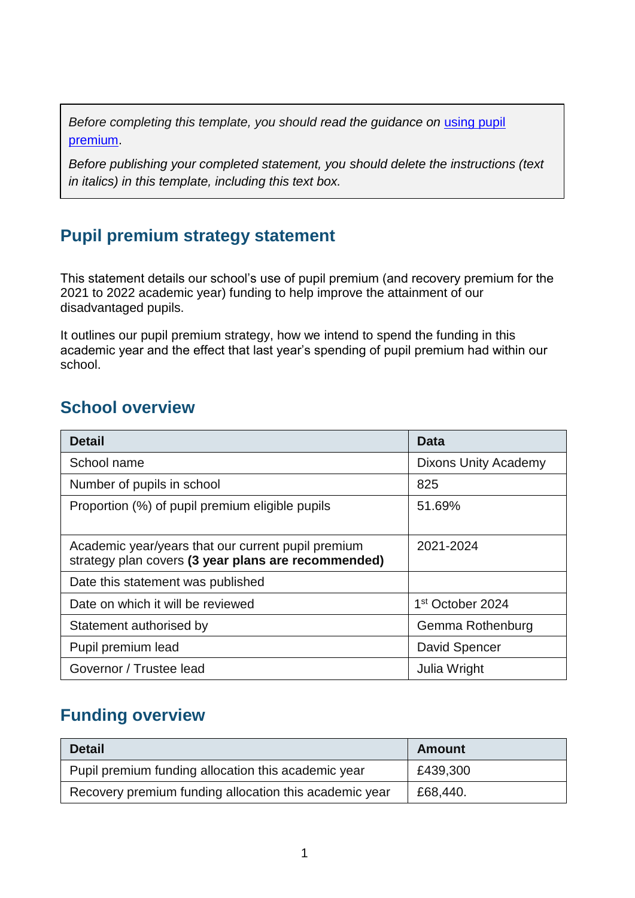*Before completing this template, you should read the guidance on [using pupil premium](#).*

*Before publishing your completed statement, you should delete the instructions (text in italics) in this template, including this text box.*

## Pupil premium strategy statement

This statement details our school's use of pupil premium (and recovery premium for the 2021 to 2022 academic year) funding to help improve the attainment of our disadvantaged pupils.

It outlines our pupil premium strategy, how we intend to spend the funding in this academic year and the effect that last year's spending of pupil premium had within our school.

## School overview

| Detail | Data |
| --- | --- |
| School name | Dixons Unity Academy |
| Number of pupils in school | 825 |
| Proportion (%) of pupil premium eligible pupils | 51.69% |
| Academic year/years that our current pupil premium strategy plan covers **(3 year plans are recommended)** | 2021-2024 |
| Date this statement was published | |
| Date on which it will be reviewed | 1st October 2024 |
| Statement authorised by | Gemma Rothenburg |
| Pupil premium lead | David Spencer |
| Governor / Trustee lead | Julia Wright |

## Funding overview

| Detail | Amount |
| --- | --- |
| Pupil premium funding allocation this academic year | £439,300 |
| Recovery premium funding allocation this academic year | £68,440. |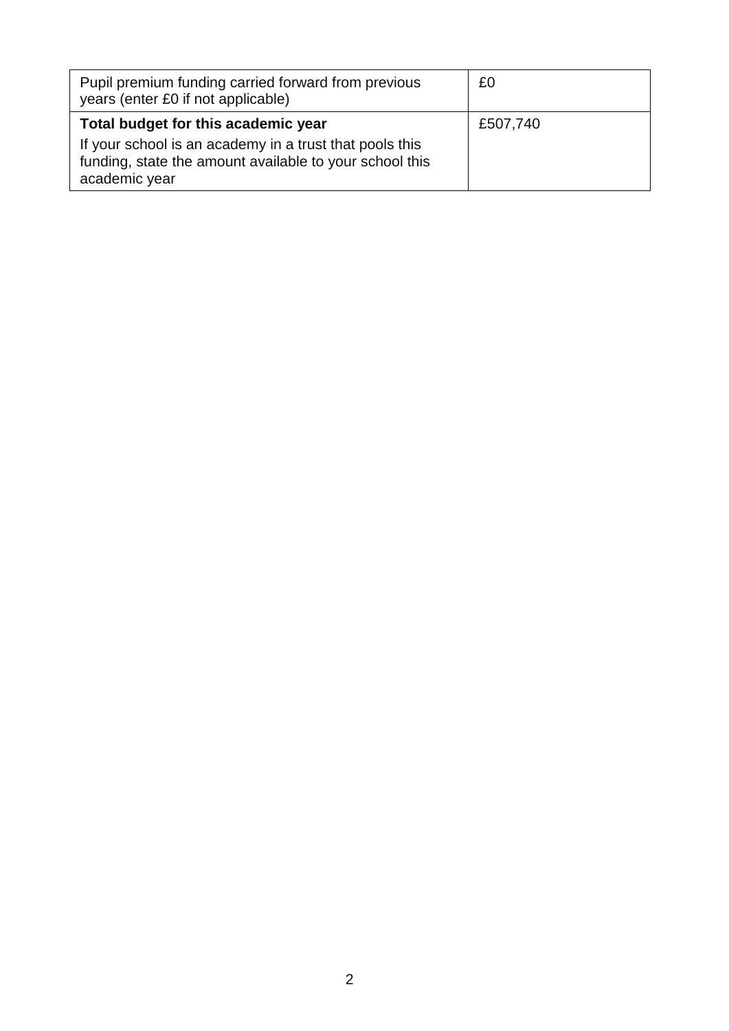| | |
|---|---|
| Pupil premium funding carried forward from previous years (enter £0 if not applicable) | £0 |
| **Total budget for this academic year**<br>If your school is an academy in a trust that pools this funding, state the amount available to your school this academic year | £507,740 |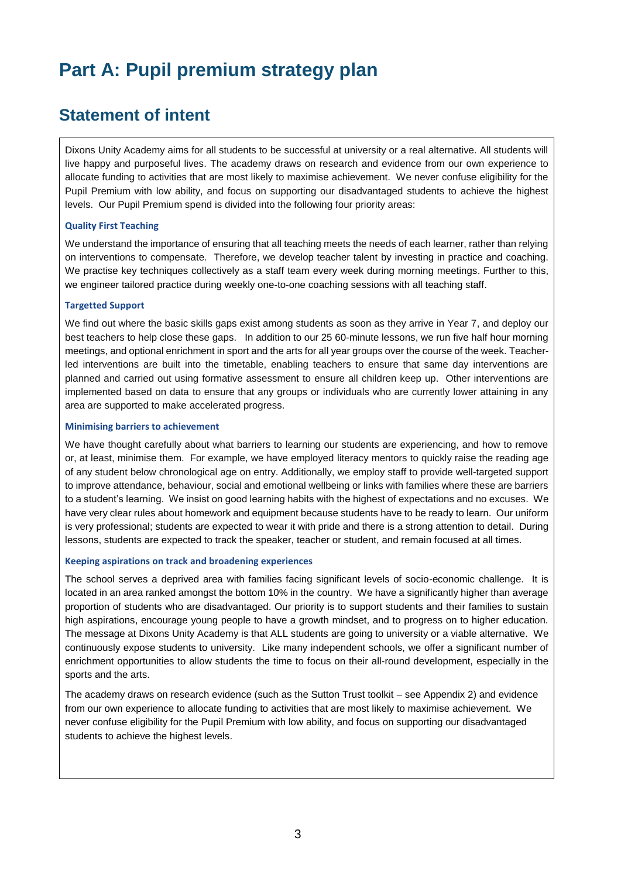# Part A: Pupil premium strategy plan

## Statement of intent

Dixons Unity Academy aims for all students to be successful at university or a real alternative. All students will live happy and purposeful lives. The academy draws on research and evidence from our own experience to allocate funding to activities that are most likely to maximise achievement. We never confuse eligibility for the Pupil Premium with low ability, and focus on supporting our disadvantaged students to achieve the highest levels. Our Pupil Premium spend is divided into the following four priority areas:

**Quality First Teaching**

We understand the importance of ensuring that all teaching meets the needs of each learner, rather than relying on interventions to compensate. Therefore, we develop teacher talent by investing in practice and coaching. We practise key techniques collectively as a staff team every week during morning meetings. Further to this, we engineer tailored practice during weekly one-to-one coaching sessions with all teaching staff.

**Targetted Support**

We find out where the basic skills gaps exist among students as soon as they arrive in Year 7, and deploy our best teachers to help close these gaps. In addition to our 25 60-minute lessons, we run five half hour morning meetings, and optional enrichment in sport and the arts for all year groups over the course of the week. Teacher-led interventions are built into the timetable, enabling teachers to ensure that same day interventions are planned and carried out using formative assessment to ensure all children keep up. Other interventions are implemented based on data to ensure that any groups or individuals who are currently lower attaining in any area are supported to make accelerated progress.

**Minimising barriers to achievement**

We have thought carefully about what barriers to learning our students are experiencing, and how to remove or, at least, minimise them. For example, we have employed literacy mentors to quickly raise the reading age of any student below chronological age on entry. Additionally, we employ staff to provide well-targeted support to improve attendance, behaviour, social and emotional wellbeing or links with families where these are barriers to a student's learning. We insist on good learning habits with the highest of expectations and no excuses. We have very clear rules about homework and equipment because students have to be ready to learn. Our uniform is very professional; students are expected to wear it with pride and there is a strong attention to detail. During lessons, students are expected to track the speaker, teacher or student, and remain focused at all times.

**Keeping aspirations on track and broadening experiences**

The school serves a deprived area with families facing significant levels of socio-economic challenge. It is located in an area ranked amongst the bottom 10% in the country. We have a significantly higher than average proportion of students who are disadvantaged. Our priority is to support students and their families to sustain high aspirations, encourage young people to have a growth mindset, and to progress on to higher education. The message at Dixons Unity Academy is that ALL students are going to university or a viable alternative. We continuously expose students to university. Like many independent schools, we offer a significant number of enrichment opportunities to allow students the time to focus on their all-round development, especially in the sports and the arts.

The academy draws on research evidence (such as the Sutton Trust toolkit – see Appendix 2) and evidence from our own experience to allocate funding to activities that are most likely to maximise achievement. We never confuse eligibility for the Pupil Premium with low ability, and focus on supporting our disadvantaged students to achieve the highest levels.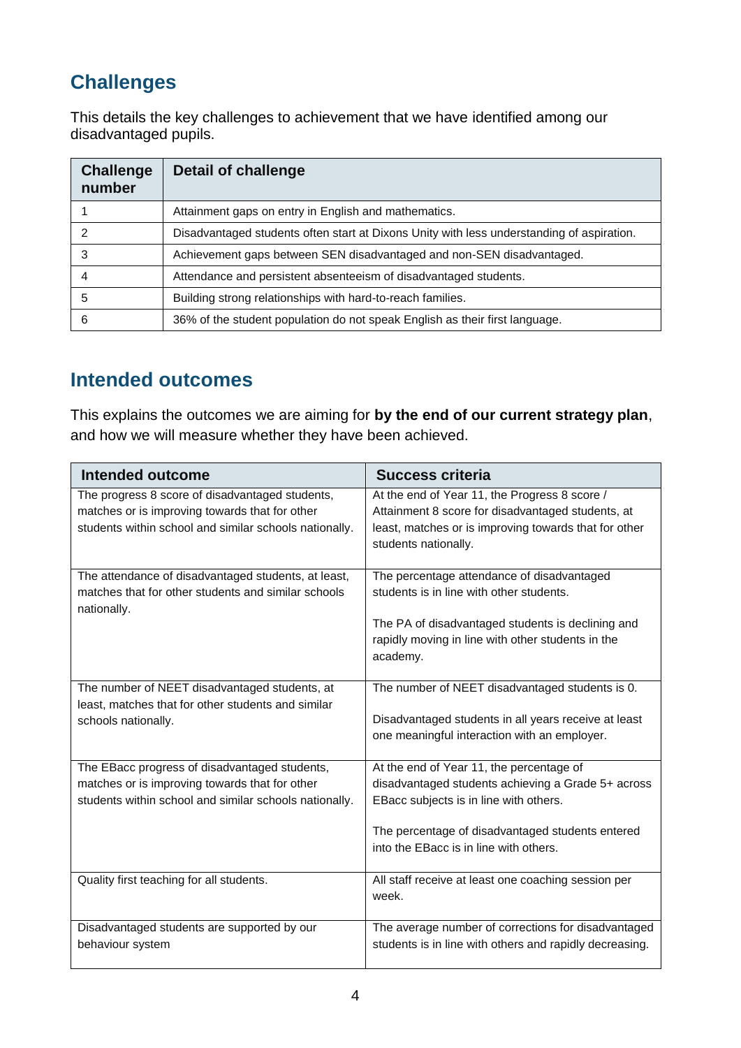## Challenges

This details the key challenges to achievement that we have identified among our disadvantaged pupils.

| Challenge number | Detail of challenge |
|---|---|
| 1 | Attainment gaps on entry in English and mathematics. |
| 2 | Disadvantaged students often start at Dixons Unity with less understanding of aspiration. |
| 3 | Achievement gaps between SEN disadvantaged and non-SEN disadvantaged. |
| 4 | Attendance and persistent absenteeism of disadvantaged students. |
| 5 | Building strong relationships with hard-to-reach families. |
| 6 | 36% of the student population do not speak English as their first language. |

## Intended outcomes

This explains the outcomes we are aiming for **by the end of our current strategy plan**, and how we will measure whether they have been achieved.

| Intended outcome | Success criteria |
|---|---|
| The progress 8 score of disadvantaged students, matches or is improving towards that for other students within school and similar schools nationally. | At the end of Year 11, the Progress 8 score / Attainment 8 score for disadvantaged students, at least, matches or is improving towards that for other students nationally. |
| The attendance of disadvantaged students, at least, matches that for other students and similar schools nationally. | The percentage attendance of disadvantaged students is in line with other students.<br><br>The PA of disadvantaged students is declining and rapidly moving in line with other students in the academy. |
| The number of NEET disadvantaged students, at least, matches that for other students and similar schools nationally. | The number of NEET disadvantaged students is 0.<br><br>Disadvantaged students in all years receive at least one meaningful interaction with an employer. |
| The EBacc progress of disadvantaged students, matches or is improving towards that for other students within school and similar schools nationally. | At the end of Year 11, the percentage of disadvantaged students achieving a Grade 5+ across EBacc subjects is in line with others.<br><br>The percentage of disadvantaged students entered into the EBacc is in line with others. |
| Quality first teaching for all students. | All staff receive at least one coaching session per week. |
| Disadvantaged students are supported by our behaviour system | The average number of corrections for disadvantaged students is in line with others and rapidly decreasing. |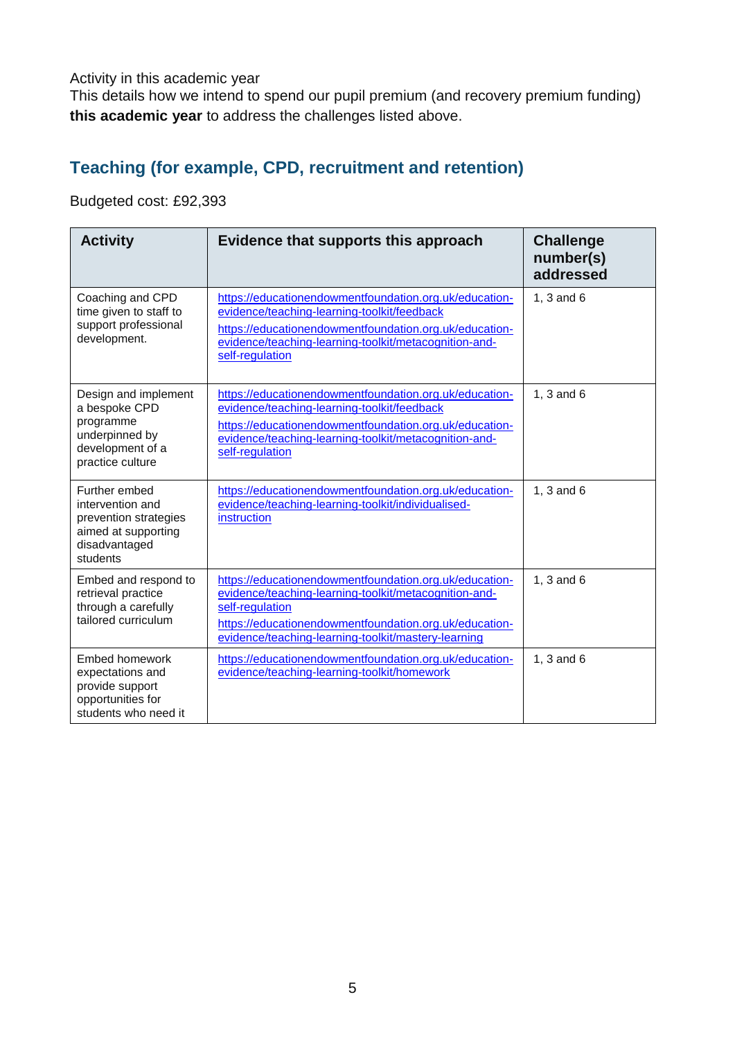Activity in this academic year

This details how we intend to spend our pupil premium (and recovery premium funding) **this academic year** to address the challenges listed above.

## Teaching (for example, CPD, recruitment and retention)

Budgeted cost: £92,393

| Activity | Evidence that supports this approach | Challenge number(s) addressed |
|---|---|---|
| Coaching and CPD time given to staff to support professional development. | https://educationendowmentfoundation.org.uk/education-evidence/teaching-learning-toolkit/feedback<br>https://educationendowmentfoundation.org.uk/education-evidence/teaching-learning-toolkit/metacognition-and-self-regulation | 1, 3 and 6 |
| Design and implement a bespoke CPD programme underpinned by development of a practice culture | https://educationendowmentfoundation.org.uk/education-evidence/teaching-learning-toolkit/feedback<br>https://educationendowmentfoundation.org.uk/education-evidence/teaching-learning-toolkit/metacognition-and-self-regulation | 1, 3 and 6 |
| Further embed intervention and prevention strategies aimed at supporting disadvantaged students | https://educationendowmentfoundation.org.uk/education-evidence/teaching-learning-toolkit/individualised-instruction | 1, 3 and 6 |
| Embed and respond to retrieval practice through a carefully tailored curriculum | https://educationendowmentfoundation.org.uk/education-evidence/teaching-learning-toolkit/metacognition-and-self-regulation<br>https://educationendowmentfoundation.org.uk/education-evidence/teaching-learning-toolkit/mastery-learning | 1, 3 and 6 |
| Embed homework expectations and provide support opportunities for students who need it | https://educationendowmentfoundation.org.uk/education-evidence/teaching-learning-toolkit/homework | 1, 3 and 6 |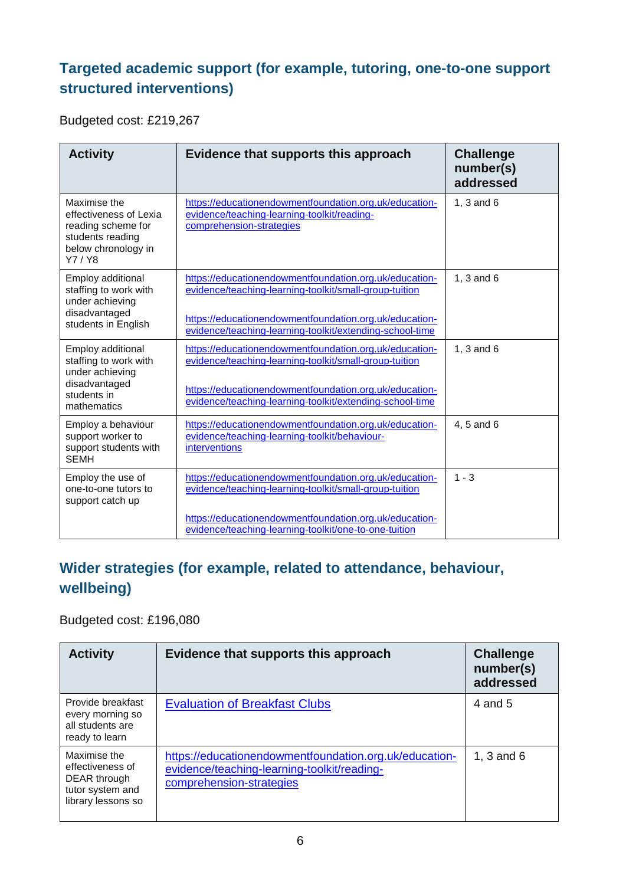## Targeted academic support (for example, tutoring, one-to-one support structured interventions)

Budgeted cost: £219,267

| Activity | Evidence that supports this approach | Challenge number(s) addressed |
|---|---|---|
| Maximise the effectiveness of Lexia reading scheme for students reading below chronology in Y7 / Y8 | https://educationendowmentfoundation.org.uk/education-evidence/teaching-learning-toolkit/reading-comprehension-strategies | 1, 3 and 6 |
| Employ additional staffing to work with under achieving disadvantaged students in English | https://educationendowmentfoundation.org.uk/education-evidence/teaching-learning-toolkit/small-group-tuition<br><br>https://educationendowmentfoundation.org.uk/education-evidence/teaching-learning-toolkit/extending-school-time | 1, 3 and 6 |
| Employ additional staffing to work with under achieving disadvantaged students in mathematics | https://educationendowmentfoundation.org.uk/education-evidence/teaching-learning-toolkit/small-group-tuition<br><br>https://educationendowmentfoundation.org.uk/education-evidence/teaching-learning-toolkit/extending-school-time | 1, 3 and 6 |
| Employ a behaviour support worker to support students with SEMH | https://educationendowmentfoundation.org.uk/education-evidence/teaching-learning-toolkit/behaviour-interventions | 4, 5 and 6 |
| Employ the use of one-to-one tutors to support catch up | https://educationendowmentfoundation.org.uk/education-evidence/teaching-learning-toolkit/small-group-tuition<br><br>https://educationendowmentfoundation.org.uk/education-evidence/teaching-learning-toolkit/one-to-one-tuition | 1 - 3 |

## Wider strategies (for example, related to attendance, behaviour, wellbeing)

Budgeted cost: £196,080

| Activity | Evidence that supports this approach | Challenge number(s) addressed |
|---|---|---|
| Provide breakfast every morning so all students are ready to learn | Evaluation of Breakfast Clubs | 4 and 5 |
| Maximise the effectiveness of DEAR through tutor system and library lessons so | https://educationendowmentfoundation.org.uk/education-evidence/teaching-learning-toolkit/reading-comprehension-strategies | 1, 3 and 6 |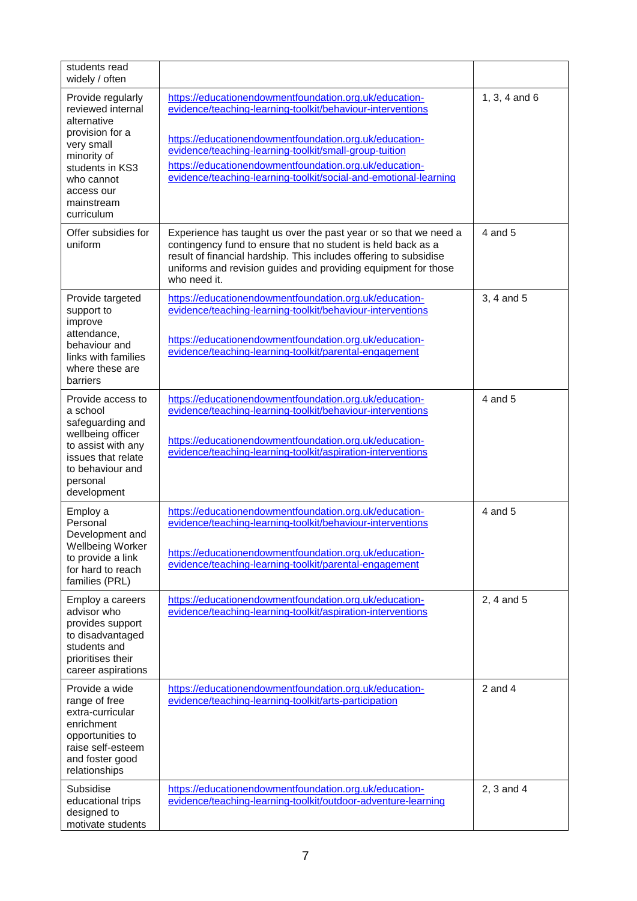| | | |
|---|---|---|
| students read widely / often | | |
| Provide regularly reviewed internal alternative provision for a very small minority of students in KS3 who cannot access our mainstream curriculum | https://educationendowmentfoundation.org.uk/education-evidence/teaching-learning-toolkit/behaviour-interventions<br><br>https://educationendowmentfoundation.org.uk/education-evidence/teaching-learning-toolkit/small-group-tuition<br>https://educationendowmentfoundation.org.uk/education-evidence/teaching-learning-toolkit/social-and-emotional-learning | 1, 3, 4 and 6 |
| Offer subsidies for uniform | Experience has taught us over the past year or so that we need a contingency fund to ensure that no student is held back as a result of financial hardship. This includes offering to subsidise uniforms and revision guides and providing equipment for those who need it. | 4 and 5 |
| Provide targeted support to improve attendance, behaviour and links with families where these are barriers | https://educationendowmentfoundation.org.uk/education-evidence/teaching-learning-toolkit/behaviour-interventions<br><br>https://educationendowmentfoundation.org.uk/education-evidence/teaching-learning-toolkit/parental-engagement | 3, 4 and 5 |
| Provide access to a school safeguarding and wellbeing officer to assist with any issues that relate to behaviour and personal development | https://educationendowmentfoundation.org.uk/education-evidence/teaching-learning-toolkit/behaviour-interventions<br><br>https://educationendowmentfoundation.org.uk/education-evidence/teaching-learning-toolkit/aspiration-interventions | 4 and 5 |
| Employ a Personal Development and Wellbeing Worker to provide a link for hard to reach families (PRL) | https://educationendowmentfoundation.org.uk/education-evidence/teaching-learning-toolkit/behaviour-interventions<br><br>https://educationendowmentfoundation.org.uk/education-evidence/teaching-learning-toolkit/parental-engagement | 4 and 5 |
| Employ a careers advisor who provides support to disadvantaged students and prioritises their career aspirations | https://educationendowmentfoundation.org.uk/education-evidence/teaching-learning-toolkit/aspiration-interventions | 2, 4 and 5 |
| Provide a wide range of free extra-curricular enrichment opportunities to raise self-esteem and foster good relationships | https://educationendowmentfoundation.org.uk/education-evidence/teaching-learning-toolkit/arts-participation | 2 and 4 |
| Subsidise educational trips designed to motivate students | https://educationendowmentfoundation.org.uk/education-evidence/teaching-learning-toolkit/outdoor-adventure-learning | 2, 3 and 4 |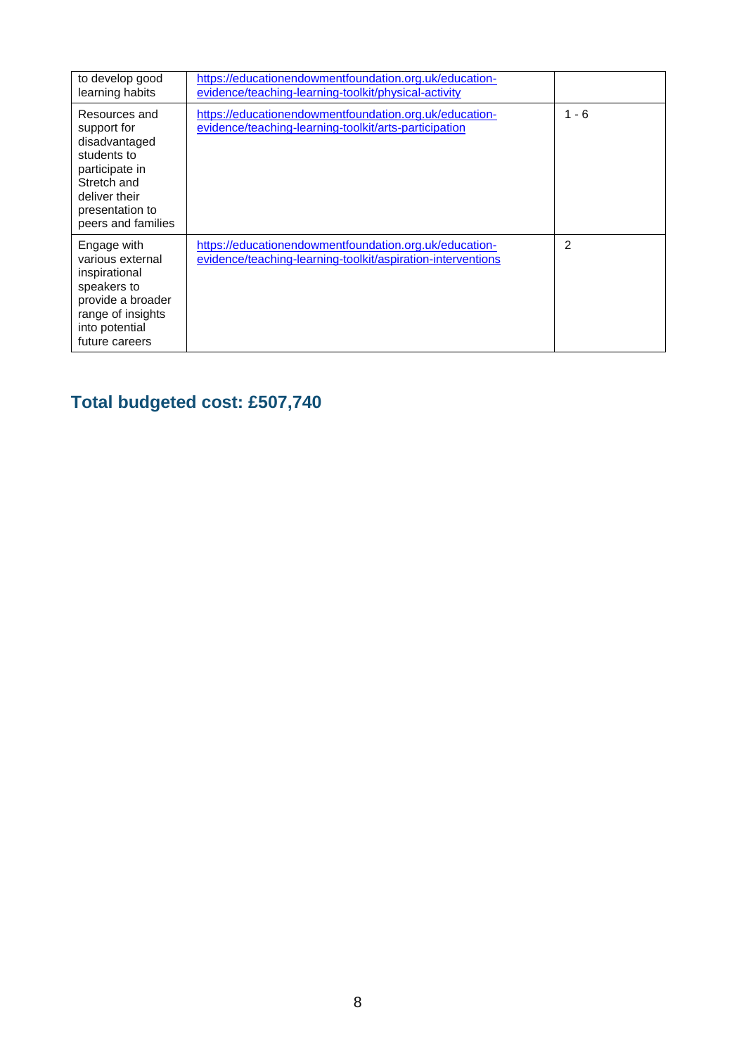| | | |
|---|---|---|
| to develop good learning habits | https://educationendowmentfoundation.org.uk/education-evidence/teaching-learning-toolkit/physical-activity | |
| Resources and support for disadvantaged students to participate in Stretch and deliver their presentation to peers and families | https://educationendowmentfoundation.org.uk/education-evidence/teaching-learning-toolkit/arts-participation | 1 - 6 |
| Engage with various external inspirational speakers to provide a broader range of insights into potential future careers | https://educationendowmentfoundation.org.uk/education-evidence/teaching-learning-toolkit/aspiration-interventions | 2 |

## Total budgeted cost: £507,740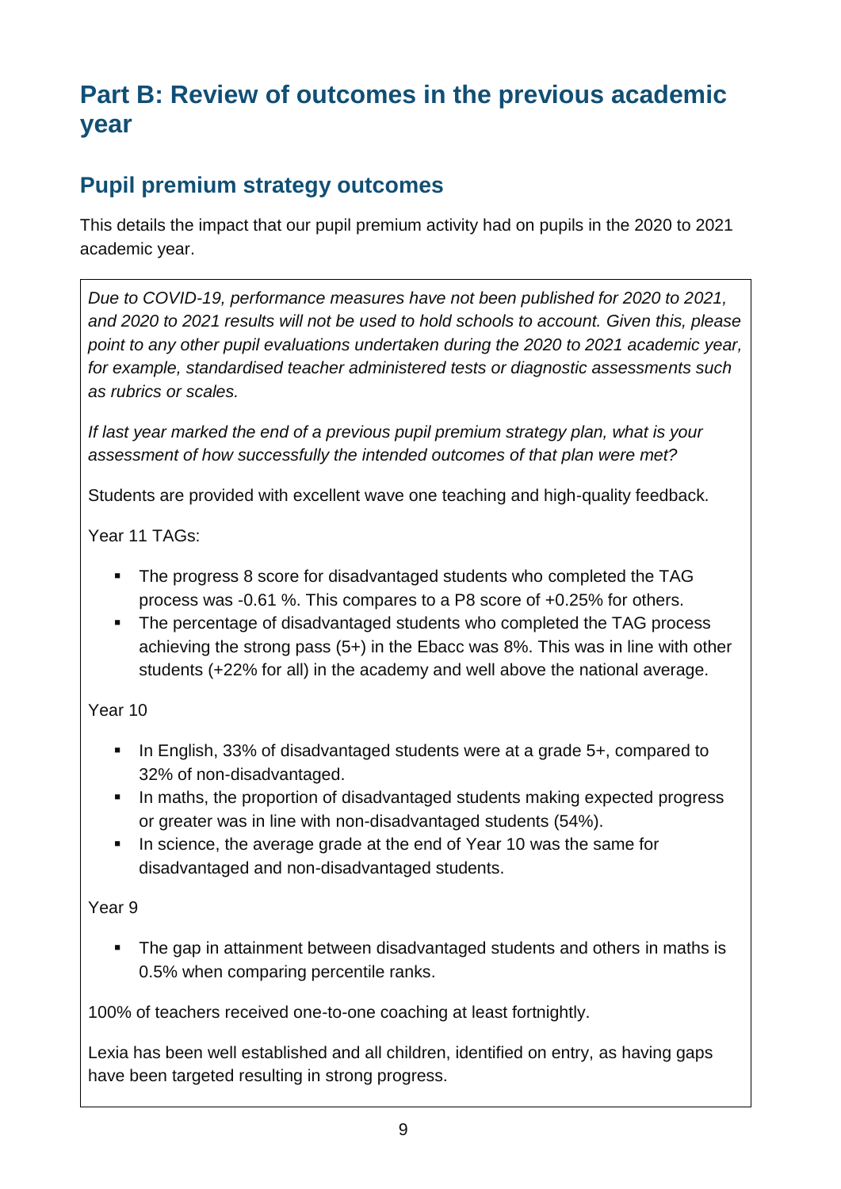# Part B: Review of outcomes in the previous academic year

## Pupil premium strategy outcomes

This details the impact that our pupil premium activity had on pupils in the 2020 to 2021 academic year.

*Due to COVID-19, performance measures have not been published for 2020 to 2021, and 2020 to 2021 results will not be used to hold schools to account. Given this, please point to any other pupil evaluations undertaken during the 2020 to 2021 academic year, for example, standardised teacher administered tests or diagnostic assessments such as rubrics or scales.*

*If last year marked the end of a previous pupil premium strategy plan, what is your assessment of how successfully the intended outcomes of that plan were met?*

Students are provided with excellent wave one teaching and high-quality feedback.

Year 11 TAGs:

- The progress 8 score for disadvantaged students who completed the TAG process was -0.61 %. This compares to a P8 score of +0.25% for others.
- The percentage of disadvantaged students who completed the TAG process achieving the strong pass (5+) in the Ebacc was 8%. This was in line with other students (+22% for all) in the academy and well above the national average.

Year 10

- In English, 33% of disadvantaged students were at a grade 5+, compared to 32% of non-disadvantaged.
- In maths, the proportion of disadvantaged students making expected progress or greater was in line with non-disadvantaged students (54%).
- In science, the average grade at the end of Year 10 was the same for disadvantaged and non-disadvantaged students.

Year 9

- The gap in attainment between disadvantaged students and others in maths is 0.5% when comparing percentile ranks.

100% of teachers received one-to-one coaching at least fortnightly.

Lexia has been well established and all children, identified on entry, as having gaps have been targeted resulting in strong progress.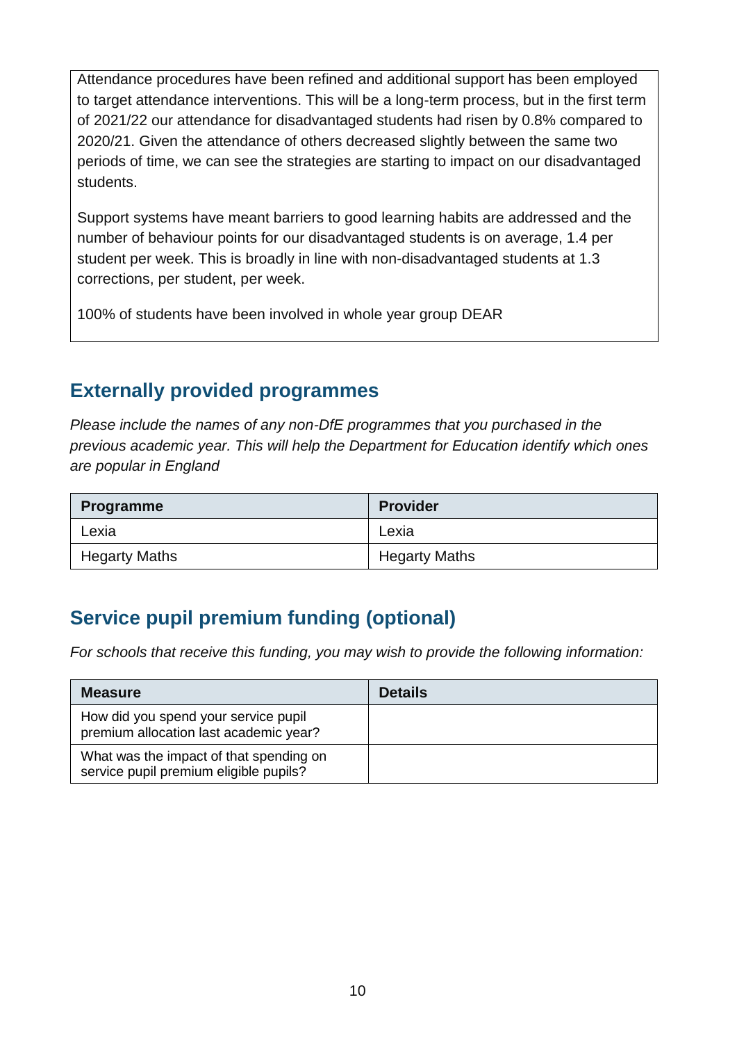Attendance procedures have been refined and additional support has been employed to target attendance interventions. This will be a long-term process, but in the first term of 2021/22 our attendance for disadvantaged students had risen by 0.8% compared to 2020/21. Given the attendance of others decreased slightly between the same two periods of time, we can see the strategies are starting to impact on our disadvantaged students.

Support systems have meant barriers to good learning habits are addressed and the number of behaviour points for our disadvantaged students is on average, 1.4 per student per week. This is broadly in line with non-disadvantaged students at 1.3 corrections, per student, per week.

100% of students have been involved in whole year group DEAR

## Externally provided programmes

*Please include the names of any non-DfE programmes that you purchased in the previous academic year. This will help the Department for Education identify which ones are popular in England*

| Programme | Provider |
|---|---|
| Lexia | Lexia |
| Hegarty Maths | Hegarty Maths |

## Service pupil premium funding (optional)

*For schools that receive this funding, you may wish to provide the following information:*

| Measure | Details |
|---|---|
| How did you spend your service pupil premium allocation last academic year? | |
| What was the impact of that spending on service pupil premium eligible pupils? | |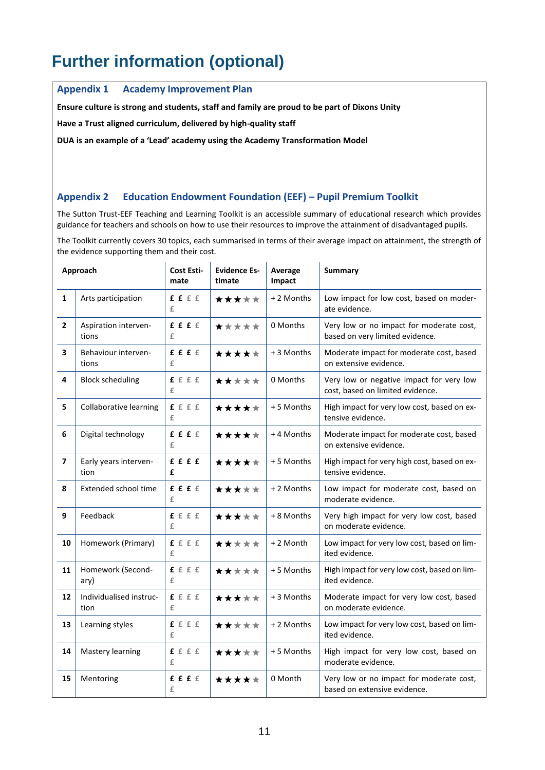# Further information (optional)

## Appendix 1 Academy Improvement Plan

**Ensure culture is strong and students, staff and family are proud to be part of Dixons Unity**

**Have a Trust aligned curriculum, delivered by high-quality staff**

**DUA is an example of a 'Lead' academy using the Academy Transformation Model**

## Appendix 2 Education Endowment Foundation (EEF) – Pupil Premium Toolkit

The Sutton Trust-EEF Teaching and Learning Toolkit is an accessible summary of educational research which provides guidance for teachers and schools on how to use their resources to improve the attainment of disadvantaged pupils.

The Toolkit currently covers 30 topics, each summarised in terms of their average impact on attainment, the strength of the evidence supporting them and their cost.

| | Approach | Cost Estimate | Evidence Estimate | Average Impact | Summary |
|---|---|---|---|---|---|
| 1 | Arts participation | **£ £** £ £ £ | ★★★☆☆ | + 2 Months | Low impact for low cost, based on moderate evidence. |
| 2 | Aspiration interventions | **£ £ £** £ £ | ★☆☆☆☆ | 0 Months | Very low or no impact for moderate cost, based on very limited evidence. |
| 3 | Behaviour interventions | **£ £ £** £ £ | ★★★★☆ | + 3 Months | Moderate impact for moderate cost, based on extensive evidence. |
| 4 | Block scheduling | **£** £ £ £ £ | ★★☆☆☆ | 0 Months | Very low or negative impact for very low cost, based on limited evidence. |
| 5 | Collaborative learning | **£** £ £ £ £ | ★★★★☆ | + 5 Months | High impact for very low cost, based on extensive evidence. |
| 6 | Digital technology | **£ £ £** £ £ | ★★★★☆ | + 4 Months | Moderate impact for moderate cost, based on extensive evidence. |
| 7 | Early years intervention | **£ £ £ £ £** | ★★★★☆ | + 5 Months | High impact for very high cost, based on extensive evidence. |
| 8 | Extended school time | **£ £ £** £ £ | ★★★☆☆ | + 2 Months | Low impact for moderate cost, based on moderate evidence. |
| 9 | Feedback | **£** £ £ £ £ | ★★★☆☆ | + 8 Months | Very high impact for very low cost, based on moderate evidence. |
| 10 | Homework (Primary) | **£** £ £ £ £ | ★★☆☆☆ | + 2 Month | Low impact for very low cost, based on limited evidence. |
| 11 | Homework (Secondary) | **£** £ £ £ £ | ★★☆☆☆ | + 5 Months | High impact for very low cost, based on limited evidence. |
| 12 | Individualised instruction | **£** £ £ £ £ | ★★★☆☆ | + 3 Months | Moderate impact for very low cost, based on moderate evidence. |
| 13 | Learning styles | **£** £ £ £ £ | ★★☆☆☆ | + 2 Months | Low impact for very low cost, based on limited evidence. |
| 14 | Mastery learning | **£** £ £ £ £ | ★★★☆☆ | + 5 Months | High impact for very low cost, based on moderate evidence. |
| 15 | Mentoring | **£ £ £** £ £ | ★★★★☆ | 0 Month | Very low or no impact for moderate cost, based on extensive evidence. |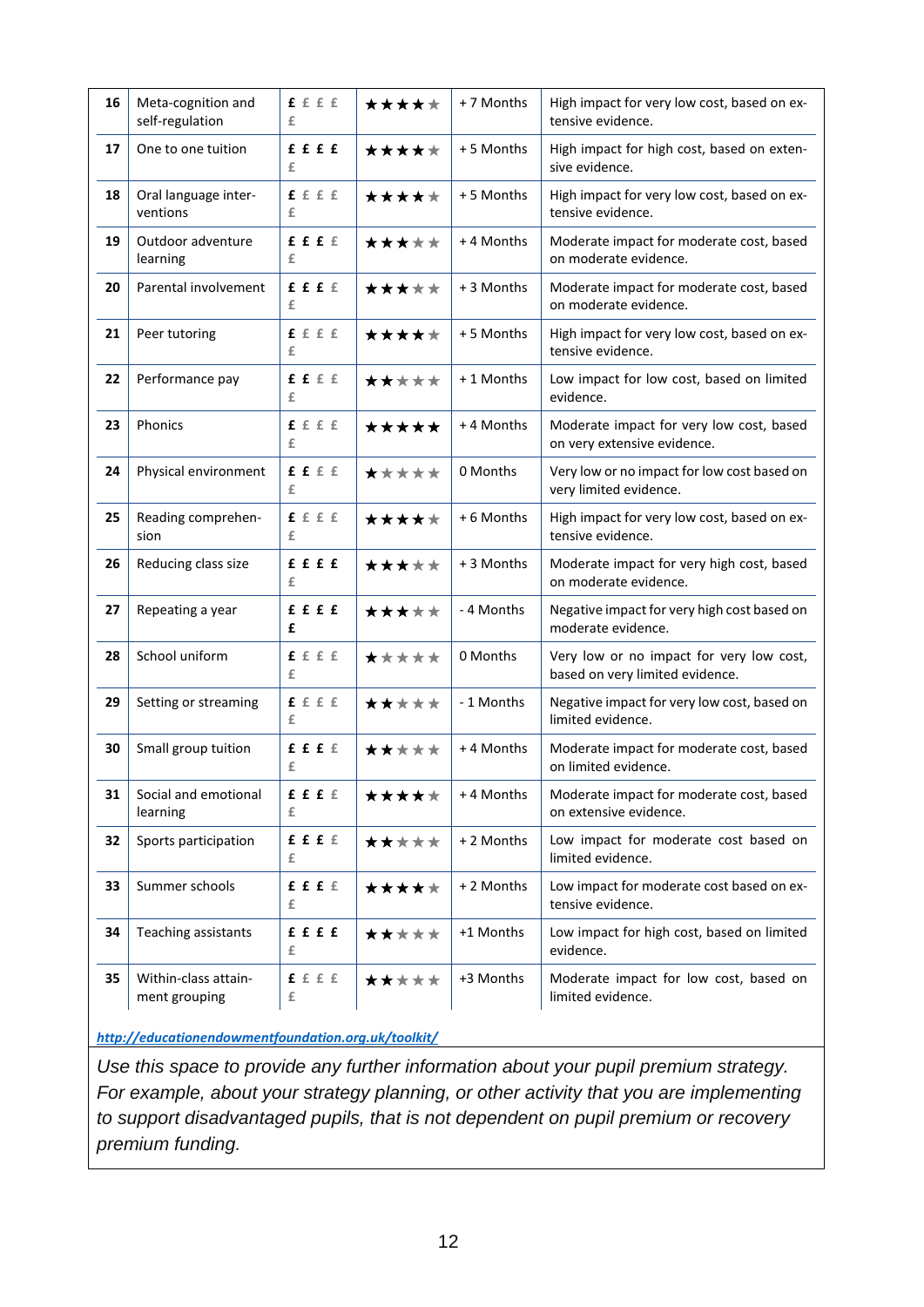| | | | | | |
|---|---|---|---|---|---|
| 16 | Meta-cognition and self-regulation | **£** £ £ £ £ | ★★★★☆ | + 7 Months | High impact for very low cost, based on extensive evidence. |
| 17 | One to one tuition | **£ £ £ £** £ | ★★★★☆ | + 5 Months | High impact for high cost, based on extensive evidence. |
| 18 | Oral language interventions | **£** £ £ £ £ | ★★★★☆ | + 5 Months | High impact for very low cost, based on extensive evidence. |
| 19 | Outdoor adventure learning | **£ £ £** £ £ | ★★★☆☆ | + 4 Months | Moderate impact for moderate cost, based on moderate evidence. |
| 20 | Parental involvement | **£ £ £** £ £ | ★★★☆☆ | + 3 Months | Moderate impact for moderate cost, based on moderate evidence. |
| 21 | Peer tutoring | **£** £ £ £ £ | ★★★★☆ | + 5 Months | High impact for very low cost, based on extensive evidence. |
| 22 | Performance pay | **£ £** £ £ £ | ★★☆☆☆ | + 1 Months | Low impact for low cost, based on limited evidence. |
| 23 | Phonics | **£** £ £ £ £ | ★★★★★ | + 4 Months | Moderate impact for very low cost, based on very extensive evidence. |
| 24 | Physical environment | **£ £** £ £ £ | ★☆☆☆☆ | 0 Months | Very low or no impact for low cost based on very limited evidence. |
| 25 | Reading comprehension | **£** £ £ £ £ | ★★★★☆ | + 6 Months | High impact for very low cost, based on extensive evidence. |
| 26 | Reducing class size | **£ £ £ £** £ | ★★★☆☆ | + 3 Months | Moderate impact for very high cost, based on moderate evidence. |
| 27 | Repeating a year | **£ £ £ £ £** | ★★★☆☆ | - 4 Months | Negative impact for very high cost based on moderate evidence. |
| 28 | School uniform | **£** £ £ £ £ | ★☆☆☆☆ | 0 Months | Very low or no impact for very low cost, based on very limited evidence. |
| 29 | Setting or streaming | **£** £ £ £ £ | ★★☆☆☆ | - 1 Months | Negative impact for very low cost, based on limited evidence. |
| 30 | Small group tuition | **£ £ £** £ £ | ★★☆☆☆ | + 4 Months | Moderate impact for moderate cost, based on limited evidence. |
| 31 | Social and emotional learning | **£ £ £** £ £ | ★★★★☆ | + 4 Months | Moderate impact for moderate cost, based on extensive evidence. |
| 32 | Sports participation | **£ £ £** £ £ | ★★☆☆☆ | + 2 Months | Low impact for moderate cost based on limited evidence. |
| 33 | Summer schools | **£ £ £** £ £ | ★★★★☆ | + 2 Months | Low impact for moderate cost based on extensive evidence. |
| 34 | Teaching assistants | **£ £ £ £** £ | ★★☆☆☆ | +1 Months | Low impact for high cost, based on limited evidence. |
| 35 | Within-class attainment grouping | **£** £ £ £ £ | ★★☆☆☆ | +3 Months | Moderate impact for low cost, based on limited evidence. |

http://educationendowmentfoundation.org.uk/toolkit/

*Use this space to provide any further information about your pupil premium strategy. For example, about your strategy planning, or other activity that you are implementing to support disadvantaged pupils, that is not dependent on pupil premium or recovery premium funding.*